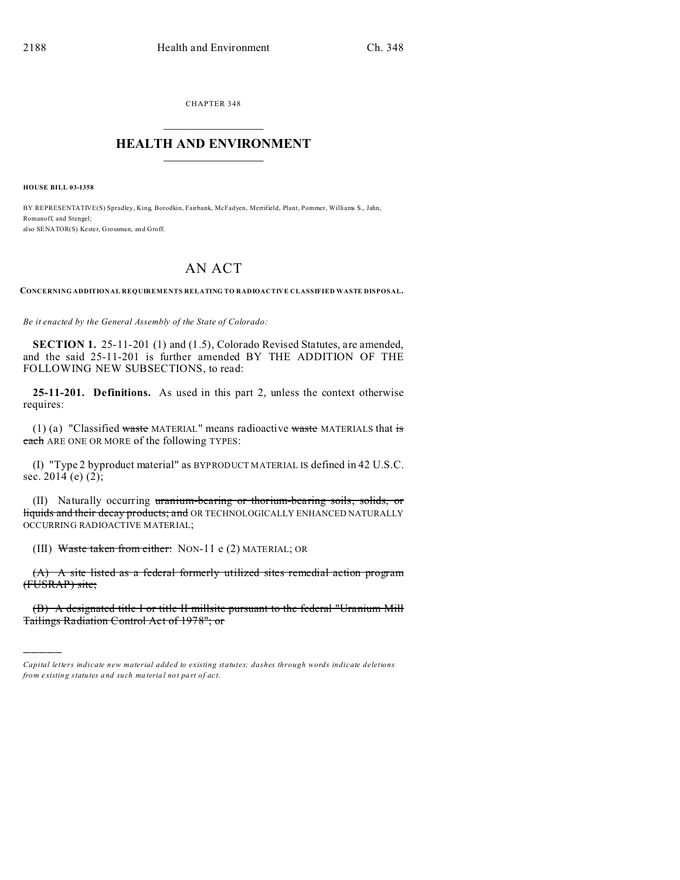CHAPTER 348

# HEALTH AND ENVIRONMENT

**HOUSE BILL 03-1358**

BY REPRESENTATIVE(S) Spradley, King, Borodkin, Fairbank, McFadyen, Merrifield, Plant, Pommer, Williams S., Jahn, Romanoff, and Stengel;
also SENATOR(S) Kester, Grossman, and Groff.

# AN ACT

**CONCERNING ADDITIONAL REQUIREMENTS RELATING TO RADIOACTIVE CLASSIFIED WASTE DISPOSAL.**

*Be it enacted by the General Assembly of the State of Colorado:*

**SECTION 1.** 25-11-201 (1) and (1.5), Colorado Revised Statutes, are amended, and the said 25-11-201 is further amended BY THE ADDITION OF THE FOLLOWING NEW SUBSECTIONS, to read:

**25-11-201. Definitions.** As used in this part 2, unless the context otherwise requires:

(1) (a) "Classified ~~waste~~ MATERIAL" means radioactive ~~waste~~ MATERIALS that ~~is each~~ ARE ONE OR MORE of the following TYPES:

(I) "Type 2 byproduct material" as BYPRODUCT MATERIAL IS defined in 42 U.S.C. sec. 2014 (e) (2);

(II) Naturally occurring ~~uranium-bearing or thorium-bearing soils, solids, or liquids and their decay products; and~~ OR TECHNOLOGICALLY ENHANCED NATURALLY OCCURRING RADIOACTIVE MATERIAL;

(III) ~~Waste taken from either:~~ NON-11 e (2) MATERIAL; OR

~~(A) A site listed as a federal formerly utilized sites remedial action program (FUSRAP) site;~~

~~(B) A designated title I or title II millsite pursuant to the federal "Uranium Mill Tailings Radiation Control Act of 1978"; or~~

*Capital letters indicate new material added to existing statutes; dashes through words indicate deletions from existing statutes and such material not part of act.*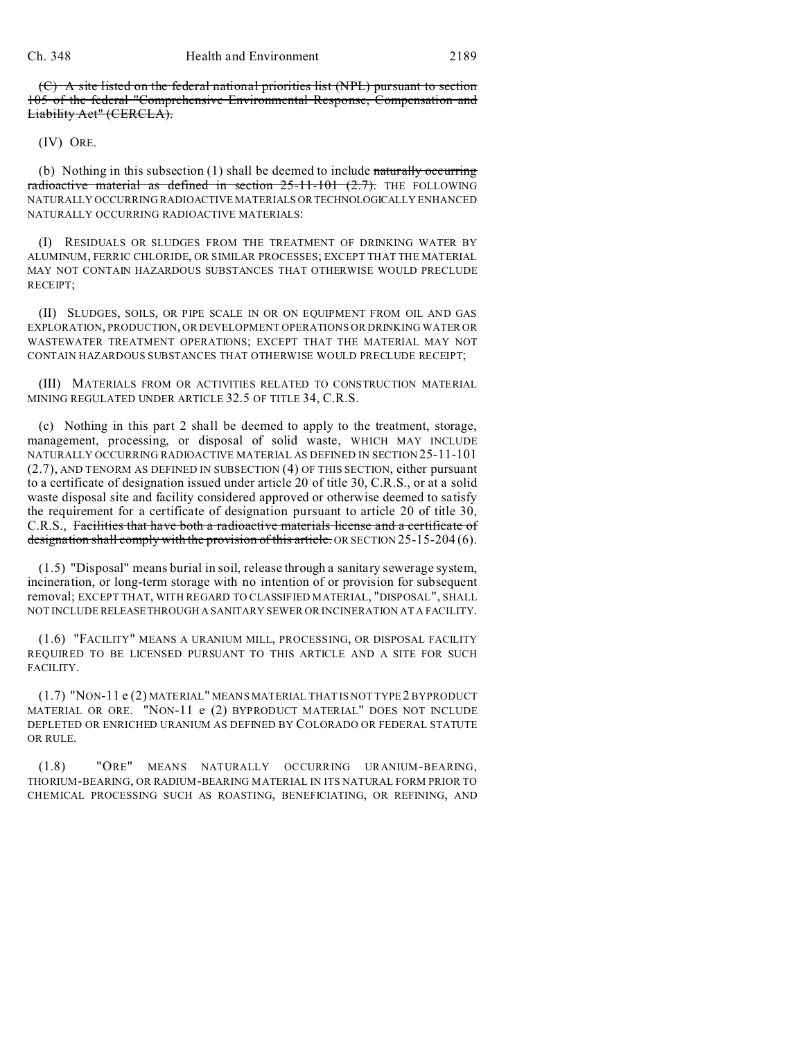~~(C) A site listed on the federal national priorities list (NPL) pursuant to section 105 of the federal "Comprehensive Environmental Response, Compensation and Liability Act" (CERCLA).~~

(IV) ORE.

(b) Nothing in this subsection (1) shall be deemed to include ~~naturally occurring radioactive material as defined in section 25-11-101 (2.7).~~ THE FOLLOWING NATURALLY OCCURRING RADIOACTIVE MATERIALS OR TECHNOLOGICALLY ENHANCED NATURALLY OCCURRING RADIOACTIVE MATERIALS:

(I) RESIDUALS OR SLUDGES FROM THE TREATMENT OF DRINKING WATER BY ALUMINUM, FERRIC CHLORIDE, OR SIMILAR PROCESSES; EXCEPT THAT THE MATERIAL MAY NOT CONTAIN HAZARDOUS SUBSTANCES THAT OTHERWISE WOULD PRECLUDE RECEIPT;

(II) SLUDGES, SOILS, OR PIPE SCALE IN OR ON EQUIPMENT FROM OIL AND GAS EXPLORATION, PRODUCTION, OR DEVELOPMENT OPERATIONS OR DRINKING WATER OR WASTEWATER TREATMENT OPERATIONS; EXCEPT THAT THE MATERIAL MAY NOT CONTAIN HAZARDOUS SUBSTANCES THAT OTHERWISE WOULD PRECLUDE RECEIPT;

(III) MATERIALS FROM OR ACTIVITIES RELATED TO CONSTRUCTION MATERIAL MINING REGULATED UNDER ARTICLE 32.5 OF TITLE 34, C.R.S.

(c) Nothing in this part 2 shall be deemed to apply to the treatment, storage, management, processing, or disposal of solid waste, WHICH MAY INCLUDE NATURALLY OCCURRING RADIOACTIVE MATERIAL AS DEFINED IN SECTION 25-11-101 (2.7), AND TENORM AS DEFINED IN SUBSECTION (4) OF THIS SECTION, either pursuant to a certificate of designation issued under article 20 of title 30, C.R.S., or at a solid waste disposal site and facility considered approved or otherwise deemed to satisfy the requirement for a certificate of designation pursuant to article 20 of title 30, C.R.S., ~~Facilities that have both a radioactive materials license and a certificate of designation shall comply with the provision of this article.~~ OR SECTION 25-15-204 (6).

(1.5) "Disposal" means burial in soil, release through a sanitary sewerage system, incineration, or long-term storage with no intention of or provision for subsequent removal; EXCEPT THAT, WITH REGARD TO CLASSIFIED MATERIAL, "DISPOSAL", SHALL NOT INCLUDE RELEASE THROUGH A SANITARY SEWER OR INCINERATION AT A FACILITY.

(1.6) "FACILITY" MEANS A URANIUM MILL, PROCESSING, OR DISPOSAL FACILITY REQUIRED TO BE LICENSED PURSUANT TO THIS ARTICLE AND A SITE FOR SUCH FACILITY.

(1.7) "NON-11 e (2) MATERIAL" MEANS MATERIAL THAT IS NOT TYPE 2 BYPRODUCT MATERIAL OR ORE. "NON-11 e (2) BYPRODUCT MATERIAL" DOES NOT INCLUDE DEPLETED OR ENRICHED URANIUM AS DEFINED BY COLORADO OR FEDERAL STATUTE OR RULE.

(1.8) "ORE" MEANS NATURALLY OCCURRING URANIUM-BEARING, THORIUM-BEARING, OR RADIUM-BEARING MATERIAL IN ITS NATURAL FORM PRIOR TO CHEMICAL PROCESSING SUCH AS ROASTING, BENEFICIATING, OR REFINING, AND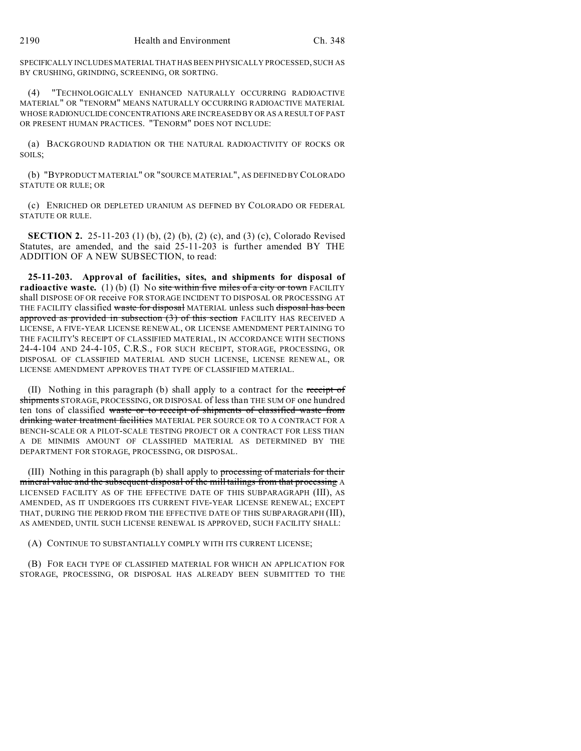SPECIFICALLY INCLUDES MATERIAL THAT HAS BEEN PHYSICALLY PROCESSED, SUCH AS BY CRUSHING, GRINDING, SCREENING, OR SORTING.

(4) "TECHNOLOGICALLY ENHANCED NATURALLY OCCURRING RADIOACTIVE MATERIAL" OR "TENORM" MEANS NATURALLY OCCURRING RADIOACTIVE MATERIAL WHOSE RADIONUCLIDE CONCENTRATIONS ARE INCREASED BY OR AS A RESULT OF PAST OR PRESENT HUMAN PRACTICES. "TENORM" DOES NOT INCLUDE:

(a) BACKGROUND RADIATION OR THE NATURAL RADIOACTIVITY OF ROCKS OR SOILS;

(b) "BYPRODUCT MATERIAL" OR "SOURCE MATERIAL", AS DEFINED BY COLORADO STATUTE OR RULE; OR

(c) ENRICHED OR DEPLETED URANIUM AS DEFINED BY COLORADO OR FEDERAL STATUTE OR RULE.

**SECTION 2.** 25-11-203 (1) (b), (2) (b), (2) (c), and (3) (c), Colorado Revised Statutes, are amended, and the said 25-11-203 is further amended BY THE ADDITION OF A NEW SUBSECTION, to read:

**25-11-203. Approval of facilities, sites, and shipments for disposal of radioactive waste.** (1) (b) (I) No ~~site within five miles of a city or town~~ FACILITY shall DISPOSE OF OR receive FOR STORAGE INCIDENT TO DISPOSAL OR PROCESSING AT THE FACILITY classified ~~waste for disposal~~ MATERIAL unless such ~~disposal has been approved as provided in subsection (3) of this section~~ FACILITY HAS RECEIVED A LICENSE, A FIVE-YEAR LICENSE RENEWAL, OR LICENSE AMENDMENT PERTAINING TO THE FACILITY'S RECEIPT OF CLASSIFIED MATERIAL, IN ACCORDANCE WITH SECTIONS 24-4-104 AND 24-4-105, C.R.S., FOR SUCH RECEIPT, STORAGE, PROCESSING, OR DISPOSAL OF CLASSIFIED MATERIAL AND SUCH LICENSE, LICENSE RENEWAL, OR LICENSE AMENDMENT APPROVES THAT TYPE OF CLASSIFIED MATERIAL.

(II) Nothing in this paragraph (b) shall apply to a contract for the ~~receipt of shipments~~ STORAGE, PROCESSING, OR DISPOSAL of less than THE SUM OF one hundred ten tons of classified ~~waste or to receipt of shipments of classified waste from drinking water treatment facilities~~ MATERIAL PER SOURCE OR TO A CONTRACT FOR A BENCH-SCALE OR A PILOT-SCALE TESTING PROJECT OR A CONTRACT FOR LESS THAN A DE MINIMIS AMOUNT OF CLASSIFIED MATERIAL AS DETERMINED BY THE DEPARTMENT FOR STORAGE, PROCESSING, OR DISPOSAL.

(III) Nothing in this paragraph (b) shall apply to ~~processing of materials for their mineral value and the subsequent disposal of the mill tailings from that processing~~ A LICENSED FACILITY AS OF THE EFFECTIVE DATE OF THIS SUBPARAGRAPH (III), AS AMENDED, AS IT UNDERGOES ITS CURRENT FIVE-YEAR LICENSE RENEWAL; EXCEPT THAT, DURING THE PERIOD FROM THE EFFECTIVE DATE OF THIS SUBPARAGRAPH (III), AS AMENDED, UNTIL SUCH LICENSE RENEWAL IS APPROVED, SUCH FACILITY SHALL:

(A) CONTINUE TO SUBSTANTIALLY COMPLY WITH ITS CURRENT LICENSE;

(B) FOR EACH TYPE OF CLASSIFIED MATERIAL FOR WHICH AN APPLICATION FOR STORAGE, PROCESSING, OR DISPOSAL HAS ALREADY BEEN SUBMITTED TO THE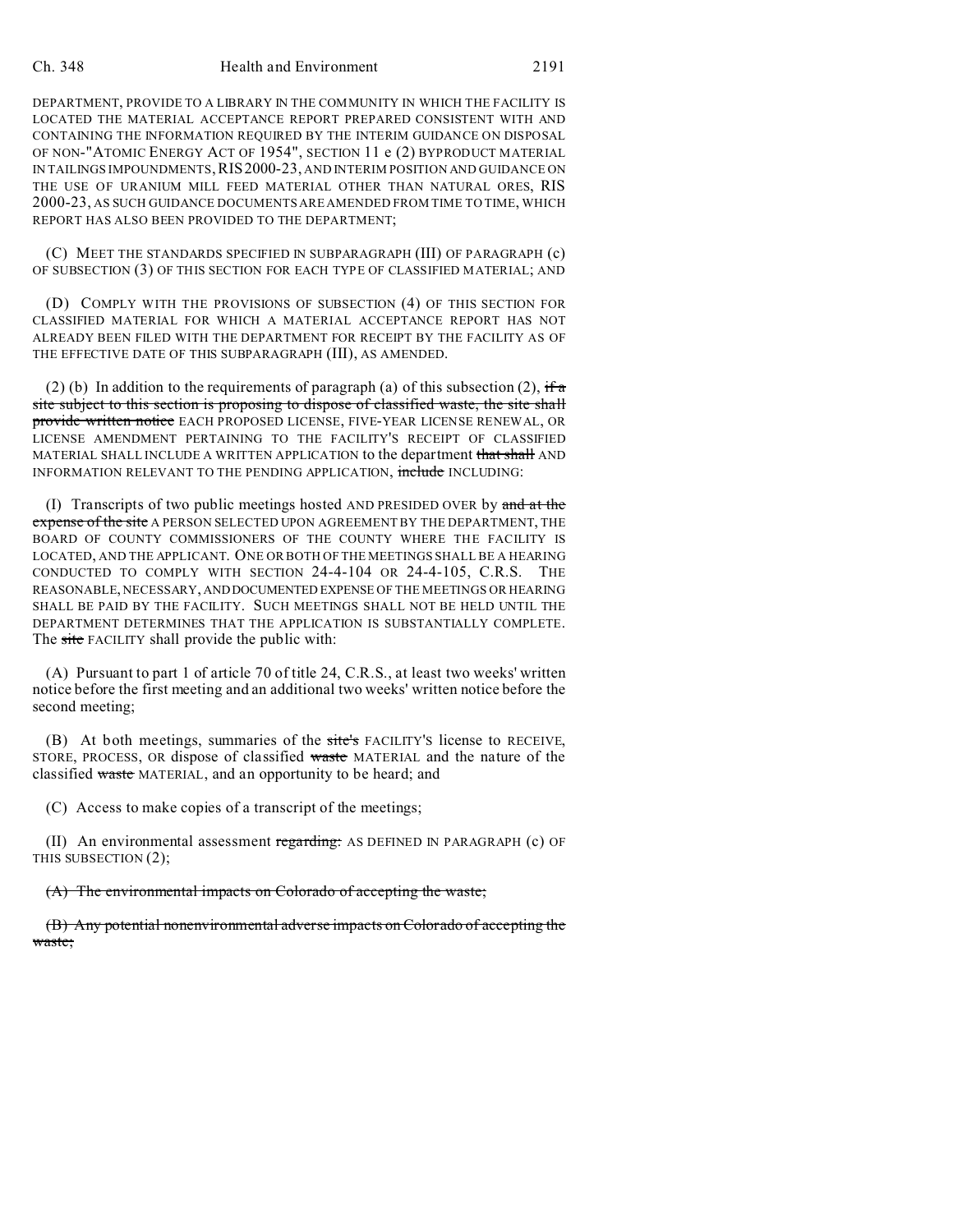DEPARTMENT, PROVIDE TO A LIBRARY IN THE COMMUNITY IN WHICH THE FACILITY IS LOCATED THE MATERIAL ACCEPTANCE REPORT PREPARED CONSISTENT WITH AND CONTAINING THE INFORMATION REQUIRED BY THE INTERIM GUIDANCE ON DISPOSAL OF NON-"ATOMIC ENERGY ACT OF 1954", SECTION 11 e (2) BYPRODUCT MATERIAL IN TAILINGS IMPOUNDMENTS, RIS 2000-23, AND INTERIM POSITION AND GUIDANCE ON THE USE OF URANIUM MILL FEED MATERIAL OTHER THAN NATURAL ORES, RIS 2000-23, AS SUCH GUIDANCE DOCUMENTS ARE AMENDED FROM TIME TO TIME, WHICH REPORT HAS ALSO BEEN PROVIDED TO THE DEPARTMENT;

(C) MEET THE STANDARDS SPECIFIED IN SUBPARAGRAPH (III) OF PARAGRAPH (c) OF SUBSECTION (3) OF THIS SECTION FOR EACH TYPE OF CLASSIFIED MATERIAL; AND

(D) COMPLY WITH THE PROVISIONS OF SUBSECTION (4) OF THIS SECTION FOR CLASSIFIED MATERIAL FOR WHICH A MATERIAL ACCEPTANCE REPORT HAS NOT ALREADY BEEN FILED WITH THE DEPARTMENT FOR RECEIPT BY THE FACILITY AS OF THE EFFECTIVE DATE OF THIS SUBPARAGRAPH (III), AS AMENDED.

(2) (b) In addition to the requirements of paragraph (a) of this subsection (2), ~~if a site subject to this section is proposing to dispose of classified waste, the site shall provide written notice~~ EACH PROPOSED LICENSE, FIVE-YEAR LICENSE RENEWAL, OR LICENSE AMENDMENT PERTAINING TO THE FACILITY'S RECEIPT OF CLASSIFIED MATERIAL SHALL INCLUDE A WRITTEN APPLICATION to the department ~~that shall~~ AND INFORMATION RELEVANT TO THE PENDING APPLICATION, ~~include~~ INCLUDING:

(I) Transcripts of two public meetings hosted AND PRESIDED OVER by ~~and at the expense of the site~~ A PERSON SELECTED UPON AGREEMENT BY THE DEPARTMENT, THE BOARD OF COUNTY COMMISSIONERS OF THE COUNTY WHERE THE FACILITY IS LOCATED, AND THE APPLICANT. ONE OR BOTH OF THE MEETINGS SHALL BE A HEARING CONDUCTED TO COMPLY WITH SECTION 24-4-104 OR 24-4-105, C.R.S. THE REASONABLE, NECESSARY, AND DOCUMENTED EXPENSE OF THE MEETINGS OR HEARING SHALL BE PAID BY THE FACILITY. SUCH MEETINGS SHALL NOT BE HELD UNTIL THE DEPARTMENT DETERMINES THAT THE APPLICATION IS SUBSTANTIALLY COMPLETE. The ~~site~~ FACILITY shall provide the public with:

(A) Pursuant to part 1 of article 70 of title 24, C.R.S., at least two weeks' written notice before the first meeting and an additional two weeks' written notice before the second meeting;

(B) At both meetings, summaries of the ~~site's~~ FACILITY'S license to RECEIVE, STORE, PROCESS, OR dispose of classified ~~waste~~ MATERIAL and the nature of the classified ~~waste~~ MATERIAL, and an opportunity to be heard; and

(C) Access to make copies of a transcript of the meetings;

(II) An environmental assessment ~~regarding:~~ AS DEFINED IN PARAGRAPH (c) OF THIS SUBSECTION (2);

~~(A) The environmental impacts on Colorado of accepting the waste;~~

~~(B) Any potential nonenvironmental adverse impacts on Colorado of accepting the waste;~~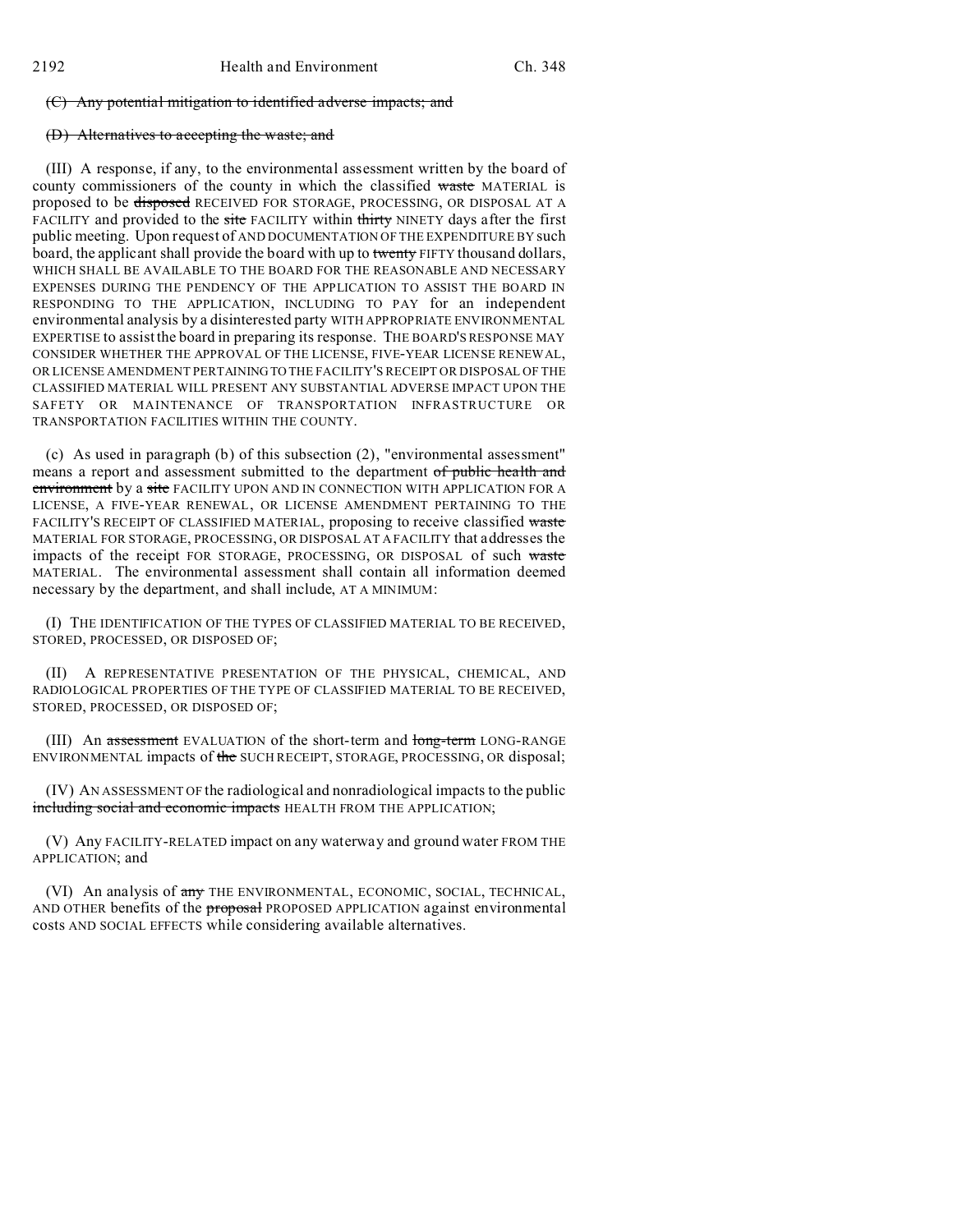~~(C) Any potential mitigation to identified adverse impacts; and~~

~~(D) Alternatives to accepting the waste; and~~

(III) A response, if any, to the environmental assessment written by the board of county commissioners of the county in which the classified ~~waste~~ MATERIAL is proposed to be ~~disposed~~ RECEIVED FOR STORAGE, PROCESSING, OR DISPOSAL AT A FACILITY and provided to the ~~site~~ FACILITY within ~~thirty~~ NINETY days after the first public meeting. Upon request of AND DOCUMENTATION OF THE EXPENDITURE BY such board, the applicant shall provide the board with up to ~~twenty~~ FIFTY thousand dollars, WHICH SHALL BE AVAILABLE TO THE BOARD FOR THE REASONABLE AND NECESSARY EXPENSES DURING THE PENDENCY OF THE APPLICATION TO ASSIST THE BOARD IN RESPONDING TO THE APPLICATION, INCLUDING TO PAY for an independent environmental analysis by a disinterested party WITH APPROPRIATE ENVIRONMENTAL EXPERTISE to assist the board in preparing its response. THE BOARD'S RESPONSE MAY CONSIDER WHETHER THE APPROVAL OF THE LICENSE, FIVE-YEAR LICENSE RENEWAL, OR LICENSE AMENDMENT PERTAINING TO THE FACILITY'S RECEIPT OR DISPOSAL OF THE CLASSIFIED MATERIAL WILL PRESENT ANY SUBSTANTIAL ADVERSE IMPACT UPON THE SAFETY OR MAINTENANCE OF TRANSPORTATION INFRASTRUCTURE OR TRANSPORTATION FACILITIES WITHIN THE COUNTY.

(c) As used in paragraph (b) of this subsection (2), "environmental assessment" means a report and assessment submitted to the department ~~of public health and environment~~ by a ~~site~~ FACILITY UPON AND IN CONNECTION WITH APPLICATION FOR A LICENSE, A FIVE-YEAR RENEWAL, OR LICENSE AMENDMENT PERTAINING TO THE FACILITY'S RECEIPT OF CLASSIFIED MATERIAL, proposing to receive classified ~~waste~~ MATERIAL FOR STORAGE, PROCESSING, OR DISPOSAL AT A FACILITY that addresses the impacts of the receipt FOR STORAGE, PROCESSING, OR DISPOSAL of such ~~waste~~ MATERIAL. The environmental assessment shall contain all information deemed necessary by the department, and shall include, AT A MINIMUM:

(I) THE IDENTIFICATION OF THE TYPES OF CLASSIFIED MATERIAL TO BE RECEIVED, STORED, PROCESSED, OR DISPOSED OF;

(II) A REPRESENTATIVE PRESENTATION OF THE PHYSICAL, CHEMICAL, AND RADIOLOGICAL PROPERTIES OF THE TYPE OF CLASSIFIED MATERIAL TO BE RECEIVED, STORED, PROCESSED, OR DISPOSED OF;

(III) An ~~assessment~~ EVALUATION of the short-term and ~~long-term~~ LONG-RANGE ENVIRONMENTAL impacts of ~~the~~ SUCH RECEIPT, STORAGE, PROCESSING, OR disposal;

(IV) AN ASSESSMENT OF the radiological and nonradiological impacts to the public ~~including social and economic impacts~~ HEALTH FROM THE APPLICATION;

(V) Any FACILITY-RELATED impact on any waterway and ground water FROM THE APPLICATION; and

(VI) An analysis of ~~any~~ THE ENVIRONMENTAL, ECONOMIC, SOCIAL, TECHNICAL, AND OTHER benefits of the ~~proposal~~ PROPOSED APPLICATION against environmental costs AND SOCIAL EFFECTS while considering available alternatives.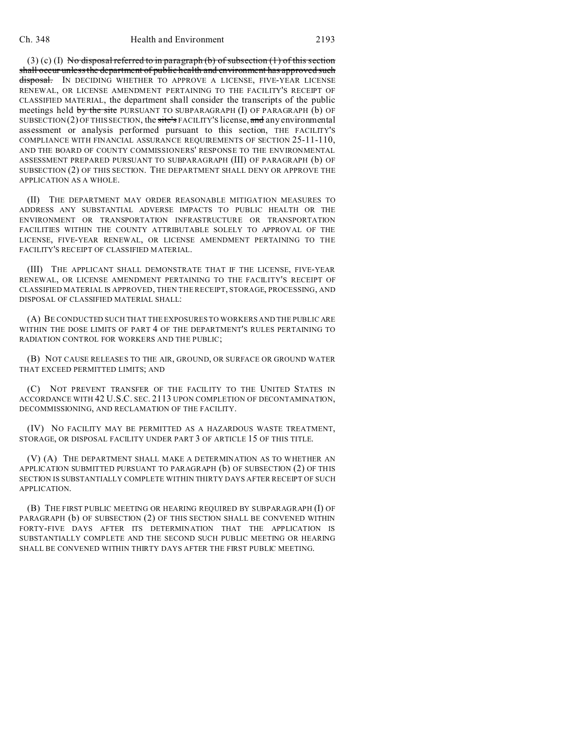(3) (c) (I) ~~No disposal referred to in paragraph (b) of subsection (1) of this section shall occur unless the department of public health and environment has approved such disposal.~~ IN DECIDING WHETHER TO APPROVE A LICENSE, FIVE-YEAR LICENSE RENEWAL, OR LICENSE AMENDMENT PERTAINING TO THE FACILITY'S RECEIPT OF CLASSIFIED MATERIAL, the department shall consider the transcripts of the public meetings held ~~by the site~~ PURSUANT TO SUBPARAGRAPH (I) OF PARAGRAPH (b) OF SUBSECTION (2) OF THIS SECTION, the ~~site's~~ FACILITY'S license, ~~and~~ any environmental assessment or analysis performed pursuant to this section, THE FACILITY'S COMPLIANCE WITH FINANCIAL ASSURANCE REQUIREMENTS OF SECTION 25-11-110, AND THE BOARD OF COUNTY COMMISSIONERS' RESPONSE TO THE ENVIRONMENTAL ASSESSMENT PREPARED PURSUANT TO SUBPARAGRAPH (III) OF PARAGRAPH (b) OF SUBSECTION (2) OF THIS SECTION. THE DEPARTMENT SHALL DENY OR APPROVE THE APPLICATION AS A WHOLE.

(II) THE DEPARTMENT MAY ORDER REASONABLE MITIGATION MEASURES TO ADDRESS ANY SUBSTANTIAL ADVERSE IMPACTS TO PUBLIC HEALTH OR THE ENVIRONMENT OR TRANSPORTATION INFRASTRUCTURE OR TRANSPORTATION FACILITIES WITHIN THE COUNTY ATTRIBUTABLE SOLELY TO APPROVAL OF THE LICENSE, FIVE-YEAR RENEWAL, OR LICENSE AMENDMENT PERTAINING TO THE FACILITY'S RECEIPT OF CLASSIFIED MATERIAL.

(III) THE APPLICANT SHALL DEMONSTRATE THAT IF THE LICENSE, FIVE-YEAR RENEWAL, OR LICENSE AMENDMENT PERTAINING TO THE FACILITY'S RECEIPT OF CLASSIFIED MATERIAL IS APPROVED, THEN THE RECEIPT, STORAGE, PROCESSING, AND DISPOSAL OF CLASSIFIED MATERIAL SHALL:

(A) BE CONDUCTED SUCH THAT THE EXPOSURES TO WORKERS AND THE PUBLIC ARE WITHIN THE DOSE LIMITS OF PART 4 OF THE DEPARTMENT'S RULES PERTAINING TO RADIATION CONTROL FOR WORKERS AND THE PUBLIC;

(B) NOT CAUSE RELEASES TO THE AIR, GROUND, OR SURFACE OR GROUND WATER THAT EXCEED PERMITTED LIMITS; AND

(C) NOT PREVENT TRANSFER OF THE FACILITY TO THE UNITED STATES IN ACCORDANCE WITH 42 U.S.C. SEC. 2113 UPON COMPLETION OF DECONTAMINATION, DECOMMISSIONING, AND RECLAMATION OF THE FACILITY.

(IV) NO FACILITY MAY BE PERMITTED AS A HAZARDOUS WASTE TREATMENT, STORAGE, OR DISPOSAL FACILITY UNDER PART 3 OF ARTICLE 15 OF THIS TITLE.

(V) (A) THE DEPARTMENT SHALL MAKE A DETERMINATION AS TO WHETHER AN APPLICATION SUBMITTED PURSUANT TO PARAGRAPH (b) OF SUBSECTION (2) OF THIS SECTION IS SUBSTANTIALLY COMPLETE WITHIN THIRTY DAYS AFTER RECEIPT OF SUCH APPLICATION.

(B) THE FIRST PUBLIC MEETING OR HEARING REQUIRED BY SUBPARAGRAPH (I) OF PARAGRAPH (b) OF SUBSECTION (2) OF THIS SECTION SHALL BE CONVENED WITHIN FORTY-FIVE DAYS AFTER ITS DETERMINATION THAT THE APPLICATION IS SUBSTANTIALLY COMPLETE AND THE SECOND SUCH PUBLIC MEETING OR HEARING SHALL BE CONVENED WITHIN THIRTY DAYS AFTER THE FIRST PUBLIC MEETING.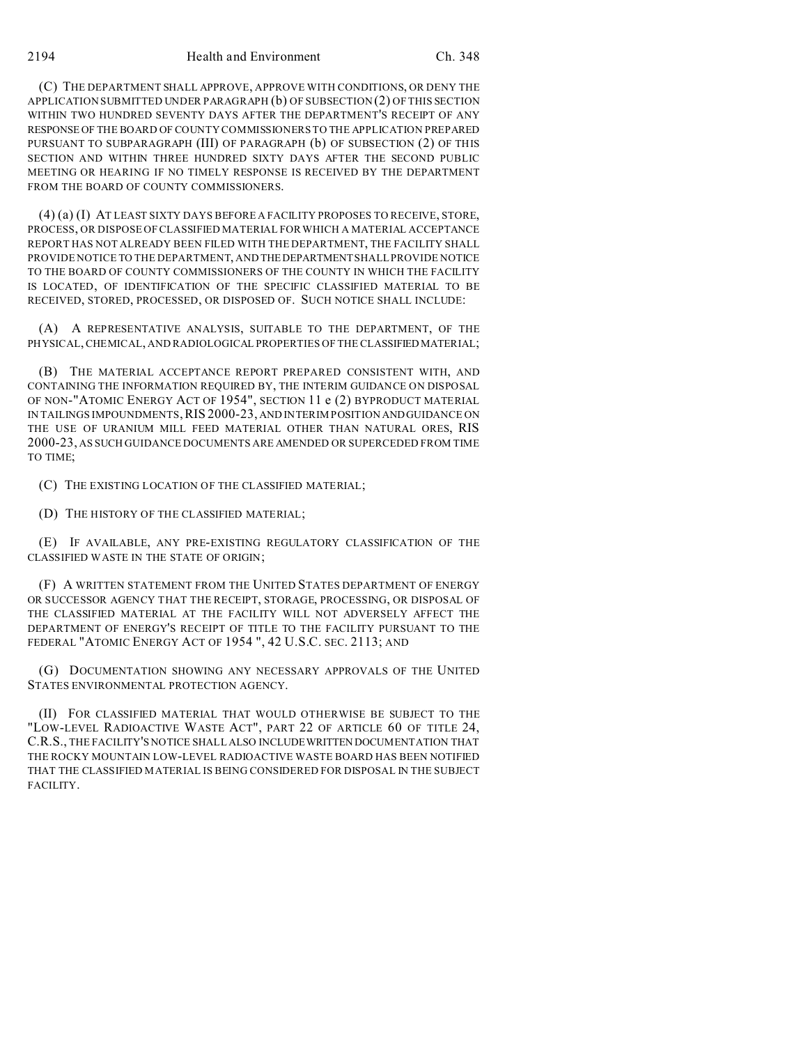(C) THE DEPARTMENT SHALL APPROVE, APPROVE WITH CONDITIONS, OR DENY THE APPLICATION SUBMITTED UNDER PARAGRAPH (b) OF SUBSECTION (2) OF THIS SECTION WITHIN TWO HUNDRED SEVENTY DAYS AFTER THE DEPARTMENT'S RECEIPT OF ANY RESPONSE OF THE BOARD OF COUNTY COMMISSIONERS TO THE APPLICATION PREPARED PURSUANT TO SUBPARAGRAPH (III) OF PARAGRAPH (b) OF SUBSECTION (2) OF THIS SECTION AND WITHIN THREE HUNDRED SIXTY DAYS AFTER THE SECOND PUBLIC MEETING OR HEARING IF NO TIMELY RESPONSE IS RECEIVED BY THE DEPARTMENT FROM THE BOARD OF COUNTY COMMISSIONERS.

(4) (a) (I) AT LEAST SIXTY DAYS BEFORE A FACILITY PROPOSES TO RECEIVE, STORE, PROCESS, OR DISPOSE OF CLASSIFIED MATERIAL FOR WHICH A MATERIAL ACCEPTANCE REPORT HAS NOT ALREADY BEEN FILED WITH THE DEPARTMENT, THE FACILITY SHALL PROVIDE NOTICE TO THE DEPARTMENT, AND THE DEPARTMENT SHALL PROVIDE NOTICE TO THE BOARD OF COUNTY COMMISSIONERS OF THE COUNTY IN WHICH THE FACILITY IS LOCATED, OF IDENTIFICATION OF THE SPECIFIC CLASSIFIED MATERIAL TO BE RECEIVED, STORED, PROCESSED, OR DISPOSED OF. SUCH NOTICE SHALL INCLUDE:

(A) A REPRESENTATIVE ANALYSIS, SUITABLE TO THE DEPARTMENT, OF THE PHYSICAL, CHEMICAL, AND RADIOLOGICAL PROPERTIES OF THE CLASSIFIED MATERIAL;

(B) THE MATERIAL ACCEPTANCE REPORT PREPARED CONSISTENT WITH, AND CONTAINING THE INFORMATION REQUIRED BY, THE INTERIM GUIDANCE ON DISPOSAL OF NON-"ATOMIC ENERGY ACT OF 1954", SECTION 11 e (2) BYPRODUCT MATERIAL IN TAILINGS IMPOUNDMENTS, RIS 2000-23, AND INTERIM POSITION AND GUIDANCE ON THE USE OF URANIUM MILL FEED MATERIAL OTHER THAN NATURAL ORES, RIS 2000-23, AS SUCH GUIDANCE DOCUMENTS ARE AMENDED OR SUPERCEDED FROM TIME TO TIME;

(C) THE EXISTING LOCATION OF THE CLASSIFIED MATERIAL;

(D) THE HISTORY OF THE CLASSIFIED MATERIAL;

(E) IF AVAILABLE, ANY PRE-EXISTING REGULATORY CLASSIFICATION OF THE CLASSIFIED WASTE IN THE STATE OF ORIGIN;

(F) A WRITTEN STATEMENT FROM THE UNITED STATES DEPARTMENT OF ENERGY OR SUCCESSOR AGENCY THAT THE RECEIPT, STORAGE, PROCESSING, OR DISPOSAL OF THE CLASSIFIED MATERIAL AT THE FACILITY WILL NOT ADVERSELY AFFECT THE DEPARTMENT OF ENERGY'S RECEIPT OF TITLE TO THE FACILITY PURSUANT TO THE FEDERAL "ATOMIC ENERGY ACT OF 1954 ", 42 U.S.C. SEC. 2113; AND

(G) DOCUMENTATION SHOWING ANY NECESSARY APPROVALS OF THE UNITED STATES ENVIRONMENTAL PROTECTION AGENCY.

(II) FOR CLASSIFIED MATERIAL THAT WOULD OTHERWISE BE SUBJECT TO THE "LOW-LEVEL RADIOACTIVE WASTE ACT", PART 22 OF ARTICLE 60 OF TITLE 24, C.R.S., THE FACILITY'S NOTICE SHALL ALSO INCLUDE WRITTEN DOCUMENTATION THAT THE ROCKY MOUNTAIN LOW-LEVEL RADIOACTIVE WASTE BOARD HAS BEEN NOTIFIED THAT THE CLASSIFIED MATERIAL IS BEING CONSIDERED FOR DISPOSAL IN THE SUBJECT FACILITY.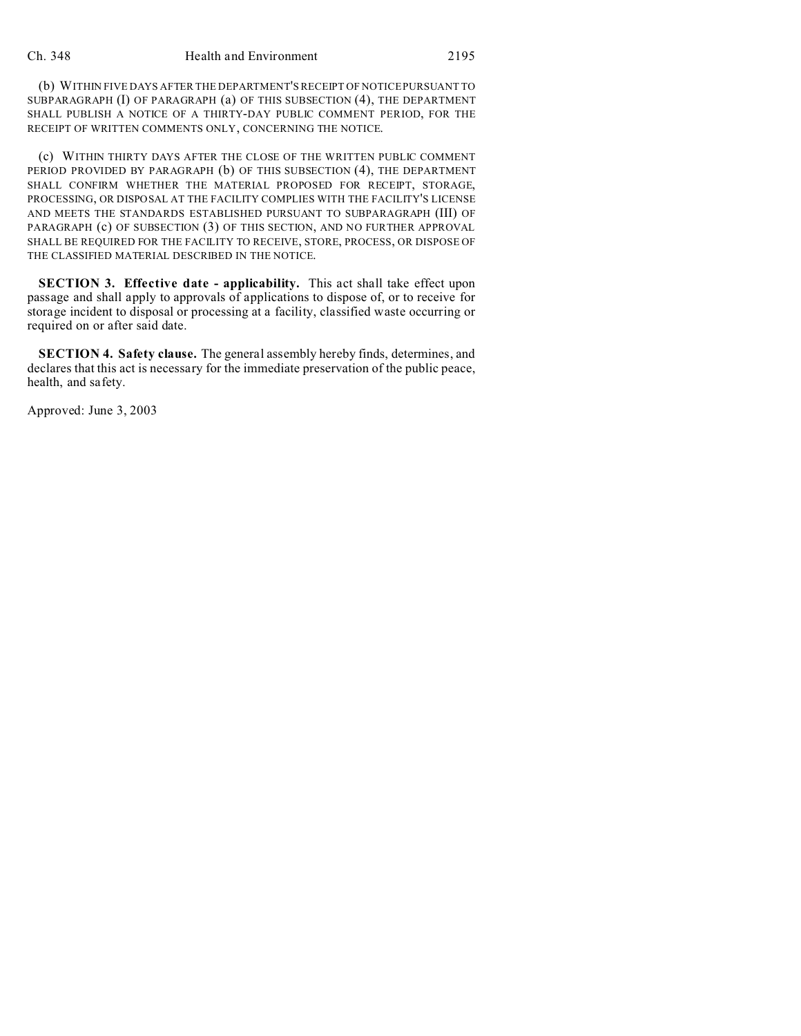(b) WITHIN FIVE DAYS AFTER THE DEPARTMENT'S RECEIPT OF NOTICE PURSUANT TO SUBPARAGRAPH (I) OF PARAGRAPH (a) OF THIS SUBSECTION (4), THE DEPARTMENT SHALL PUBLISH A NOTICE OF A THIRTY-DAY PUBLIC COMMENT PERIOD, FOR THE RECEIPT OF WRITTEN COMMENTS ONLY, CONCERNING THE NOTICE.

(c) WITHIN THIRTY DAYS AFTER THE CLOSE OF THE WRITTEN PUBLIC COMMENT PERIOD PROVIDED BY PARAGRAPH (b) OF THIS SUBSECTION (4), THE DEPARTMENT SHALL CONFIRM WHETHER THE MATERIAL PROPOSED FOR RECEIPT, STORAGE, PROCESSING, OR DISPOSAL AT THE FACILITY COMPLIES WITH THE FACILITY'S LICENSE AND MEETS THE STANDARDS ESTABLISHED PURSUANT TO SUBPARAGRAPH (III) OF PARAGRAPH (c) OF SUBSECTION (3) OF THIS SECTION, AND NO FURTHER APPROVAL SHALL BE REQUIRED FOR THE FACILITY TO RECEIVE, STORE, PROCESS, OR DISPOSE OF THE CLASSIFIED MATERIAL DESCRIBED IN THE NOTICE.

**SECTION 3. Effective date - applicability.** This act shall take effect upon passage and shall apply to approvals of applications to dispose of, or to receive for storage incident to disposal or processing at a facility, classified waste occurring or required on or after said date.

**SECTION 4. Safety clause.** The general assembly hereby finds, determines, and declares that this act is necessary for the immediate preservation of the public peace, health, and safety.

Approved: June 3, 2003